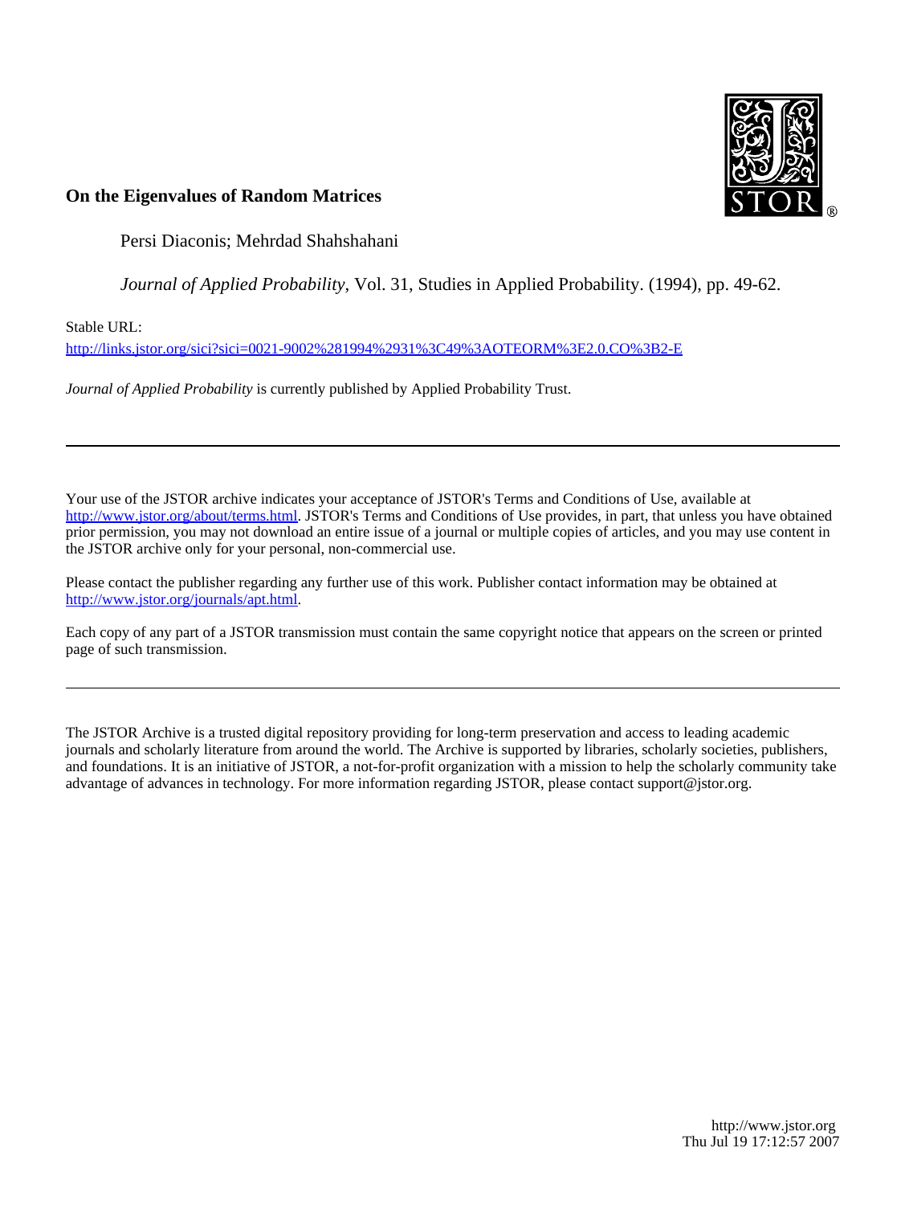**On the Eigenvalues of Random Matrices**

Persi Diaconis; Mehrdad Shahshahani

*Journal of Applied Probability*, Vol. 31, Studies in Applied Probability. (1994), pp. 49-62.

Stable URL:

http://links.jstor.org/sici?sici=0021-9002%281994%2931%3C49%3AOTEORM%3E2.0.CO%3B2-E

*Journal of Applied Probability* is currently published by Applied Probability Trust.

---

Your use of the JSTOR archive indicates your acceptance of JSTOR's Terms and Conditions of Use, available at http://www.jstor.org/about/terms.html. JSTOR's Terms and Conditions of Use provides, in part, that unless you have obtained prior permission, you may not download an entire issue of a journal or multiple copies of articles, and you may use content in the JSTOR archive only for your personal, non-commercial use.

Please contact the publisher regarding any further use of this work. Publisher contact information may be obtained at http://www.jstor.org/journals/apt.html.

Each copy of any part of a JSTOR transmission must contain the same copyright notice that appears on the screen or printed page of such transmission.

---

The JSTOR Archive is a trusted digital repository providing for long-term preservation and access to leading academic journals and scholarly literature from around the world. The Archive is supported by libraries, scholarly societies, publishers, and foundations. It is an initiative of JSTOR, a not-for-profit organization with a mission to help the scholarly community take advantage of advances in technology. For more information regarding JSTOR, please contact support@jstor.org.

http://www.jstor.org
Thu Jul 19 17:12:57 2007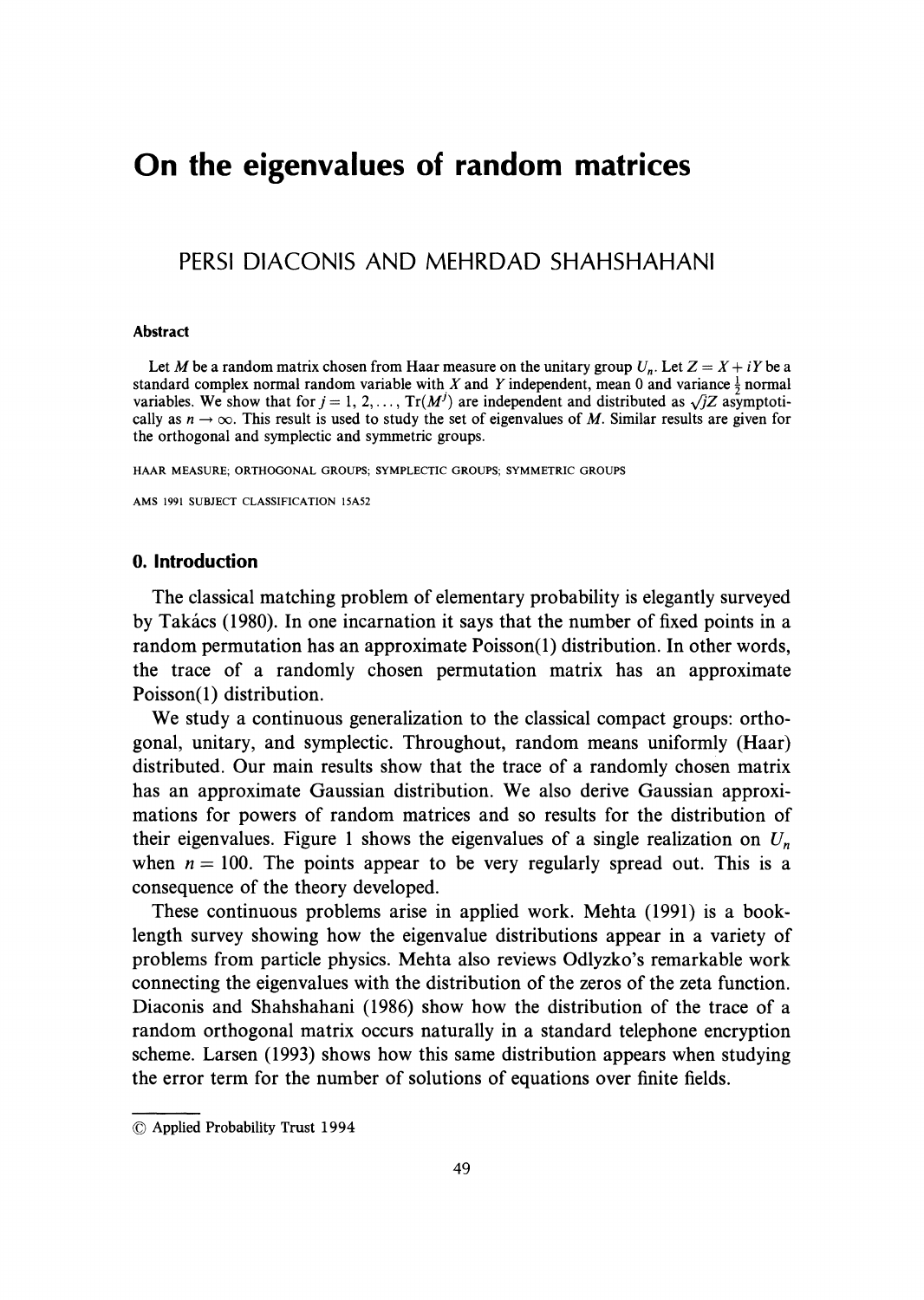# On the eigenvalues of random matrices

## PERSI DIACONIS AND MEHRDAD SHAHSHAHANI

### Abstract

Let $M$ be a random matrix chosen from Haar measure on the unitary group $U_n$. Let $Z = X + iY$ be a standard complex normal random variable with $X$ and $Y$ independent, mean 0 and variance $\frac{1}{2}$ normal variables. We show that for $j = 1, 2, \ldots, \operatorname{Tr}(M^j)$ are independent and distributed as $\sqrt{j}Z$ asymptotically as $n \to \infty$. This result is used to study the set of eigenvalues of $M$. Similar results are given for the orthogonal and symplectic and symmetric groups.

HAAR MEASURE; ORTHOGONAL GROUPS; SYMPLECTIC GROUPS; SYMMETRIC GROUPS

AMS 1991 SUBJECT CLASSIFICATION 15A52

## 0. Introduction

The classical matching problem of elementary probability is elegantly surveyed by Takács (1980). In one incarnation it says that the number of fixed points in a random permutation has an approximate Poisson(1) distribution. In other words, the trace of a randomly chosen permutation matrix has an approximate Poisson(1) distribution.

We study a continuous generalization to the classical compact groups: orthogonal, unitary, and symplectic. Throughout, random means uniformly (Haar) distributed. Our main results show that the trace of a randomly chosen matrix has an approximate Gaussian distribution. We also derive Gaussian approximations for powers of random matrices and so results for the distribution of their eigenvalues. Figure 1 shows the eigenvalues of a single realization on $U_n$ when $n = 100$. The points appear to be very regularly spread out. This is a consequence of the theory developed.

These continuous problems arise in applied work. Mehta (1991) is a book-length survey showing how the eigenvalue distributions appear in a variety of problems from particle physics. Mehta also reviews Odlyzko's remarkable work connecting the eigenvalues with the distribution of the zeros of the zeta function. Diaconis and Shahshahani (1986) show how the distribution of the trace of a random orthogonal matrix occurs naturally in a standard telephone encryption scheme. Larsen (1993) shows how this same distribution appears when studying the error term for the number of solutions of equations over finite fields.

© Applied Probability Trust 1994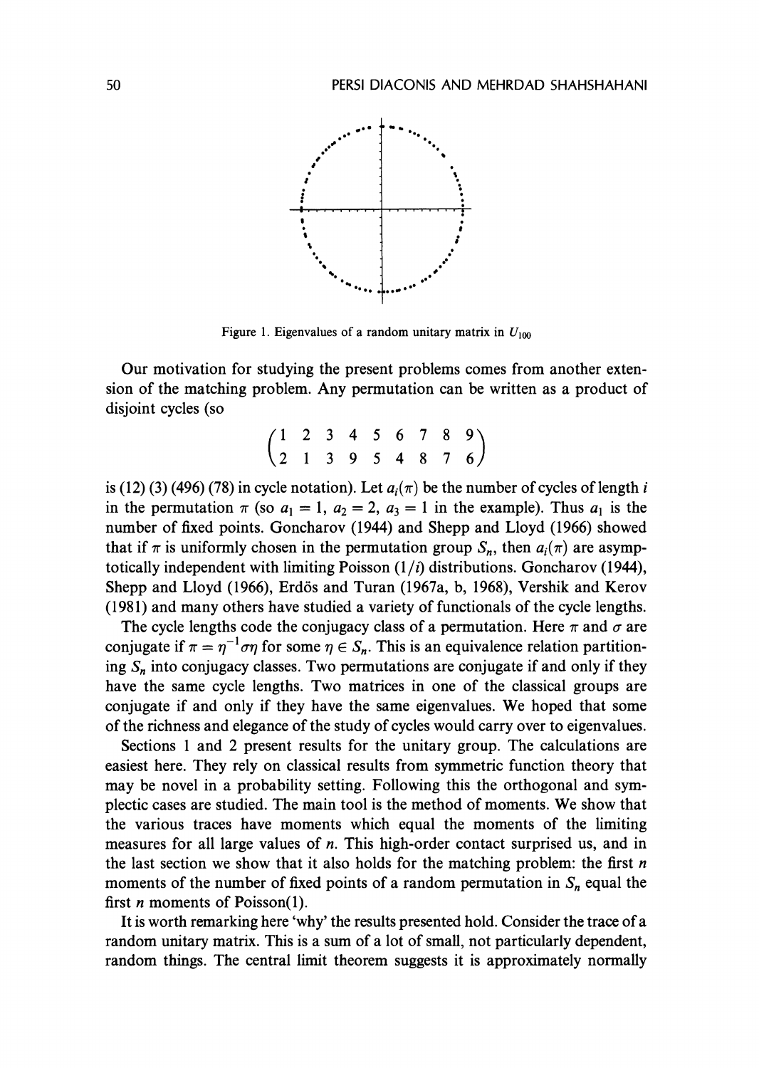Figure 1. Eigenvalues of a random unitary matrix in $U_{100}$

Our motivation for studying the present problems comes from another extension of the matching problem. Any permutation can be written as a product of disjoint cycles (so

$$\begin{pmatrix} 1 & 2 & 3 & 4 & 5 & 6 & 7 & 8 & 9 \\ 2 & 1 & 3 & 9 & 5 & 4 & 8 & 7 & 6 \end{pmatrix}$$

is (12) (3) (496) (78) in cycle notation). Let $a_i(\pi)$ be the number of cycles of length $i$ in the permutation $\pi$ (so $a_1 = 1$, $a_2 = 2$, $a_3 = 1$ in the example). Thus $a_1$ is the number of fixed points. Goncharov (1944) and Shepp and Lloyd (1966) showed that if $\pi$ is uniformly chosen in the permutation group $S_n$, then $a_i(\pi)$ are asymptotically independent with limiting Poisson $(1/i)$ distributions. Goncharov (1944), Shepp and Lloyd (1966), Erdös and Turan (1967a, b, 1968), Vershik and Kerov (1981) and many others have studied a variety of functionals of the cycle lengths.

The cycle lengths code the conjugacy class of a permutation. Here $\pi$ and $\sigma$ are conjugate if $\pi = \eta^{-1}\sigma\eta$ for some $\eta \in S_n$. This is an equivalence relation partitioning $S_n$ into conjugacy classes. Two permutations are conjugate if and only if they have the same cycle lengths. Two matrices in one of the classical groups are conjugate if and only if they have the same eigenvalues. We hoped that some of the richness and elegance of the study of cycles would carry over to eigenvalues.

Sections 1 and 2 present results for the unitary group. The calculations are easiest here. They rely on classical results from symmetric function theory that may be novel in a probability setting. Following this the orthogonal and symplectic cases are studied. The main tool is the method of moments. We show that the various traces have moments which equal the moments of the limiting measures for all large values of $n$. This high-order contact surprised us, and in the last section we show that it also holds for the matching problem: the first $n$ moments of the number of fixed points of a random permutation in $S_n$ equal the first $n$ moments of Poisson(1).

It is worth remarking here 'why' the results presented hold. Consider the trace of a random unitary matrix. This is a sum of a lot of small, not particularly dependent, random things. The central limit theorem suggests it is approximately normally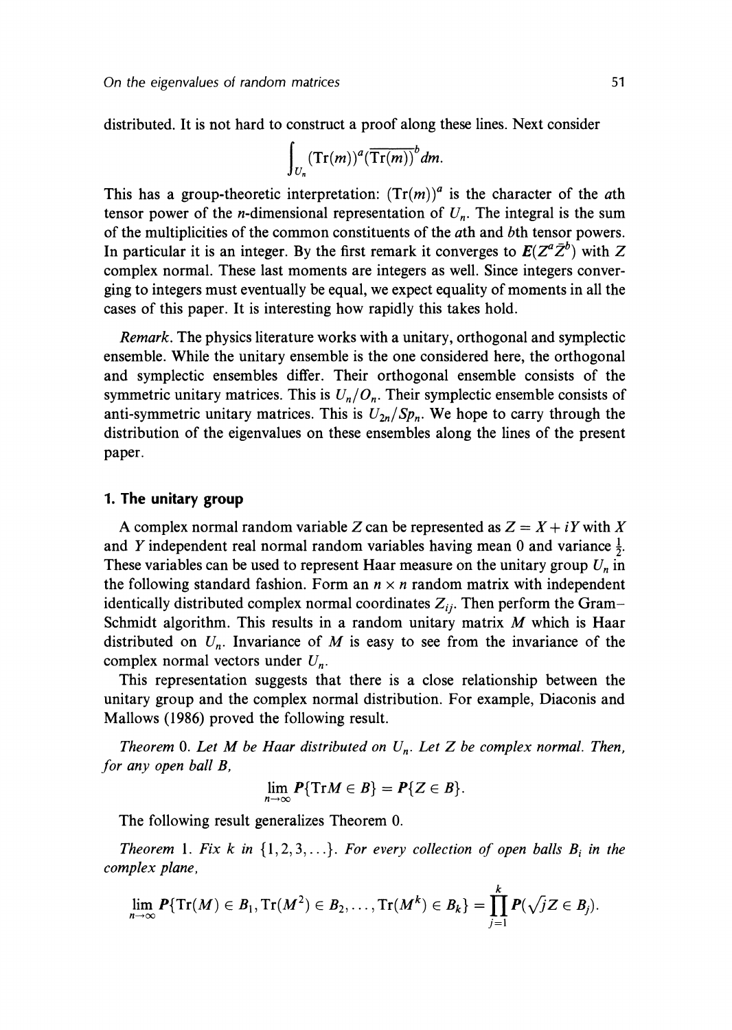distributed. It is not hard to construct a proof along these lines. Next consider

$$\int_{U_n} (\mathrm{Tr}(m))^a \overline{(\mathrm{Tr}(m))}^b \, dm.$$

This has a group-theoretic interpretation: $(\mathrm{Tr}(m))^a$ is the character of the $a$th tensor power of the $n$-dimensional representation of $U_n$. The integral is the sum of the multiplicities of the common constituents of the $a$th and $b$th tensor powers. In particular it is an integer. By the first remark it converges to $\boldsymbol{E}(Z^a \bar{Z}^b)$ with $Z$ complex normal. These last moments are integers as well. Since integers converging to integers must eventually be equal, we expect equality of moments in all the cases of this paper. It is interesting how rapidly this takes hold.

*Remark*. The physics literature works with a unitary, orthogonal and symplectic ensemble. While the unitary ensemble is the one considered here, the orthogonal and symplectic ensembles differ. Their orthogonal ensemble consists of the symmetric unitary matrices. This is $U_n/O_n$. Their symplectic ensemble consists of anti-symmetric unitary matrices. This is $U_{2n}/Sp_n$. We hope to carry through the distribution of the eigenvalues on these ensembles along the lines of the present paper.

## 1. The unitary group

A complex normal random variable $Z$ can be represented as $Z = X + iY$ with $X$ and $Y$ independent real normal random variables having mean 0 and variance $\frac{1}{2}$. These variables can be used to represent Haar measure on the unitary group $U_n$ in the following standard fashion. Form an $n \times n$ random matrix with independent identically distributed complex normal coordinates $Z_{ij}$. Then perform the Gram–Schmidt algorithm. This results in a random unitary matrix $M$ which is Haar distributed on $U_n$. Invariance of $M$ is easy to see from the invariance of the complex normal vectors under $U_n$.

This representation suggests that there is a close relationship between the unitary group and the complex normal distribution. For example, Diaconis and Mallows (1986) proved the following result.

*Theorem* 0. *Let $M$ be Haar distributed on $U_n$. Let $Z$ be complex normal. Then, for any open ball $B$,*

$$\lim_{n \to \infty} \boldsymbol{P}\{\mathrm{Tr} M \in B\} = \boldsymbol{P}\{Z \in B\}.$$

The following result generalizes Theorem 0.

*Theorem* 1. *Fix $k$ in $\{1, 2, 3, \ldots\}$. For every collection of open balls $B_i$ in the complex plane,*

$$\lim_{n \to \infty} \boldsymbol{P}\{\mathrm{Tr}(M) \in B_1, \mathrm{Tr}(M^2) \in B_2, \ldots, \mathrm{Tr}(M^k) \in B_k\} = \prod_{j=1}^{k} \boldsymbol{P}(\sqrt{j} Z \in B_j).$$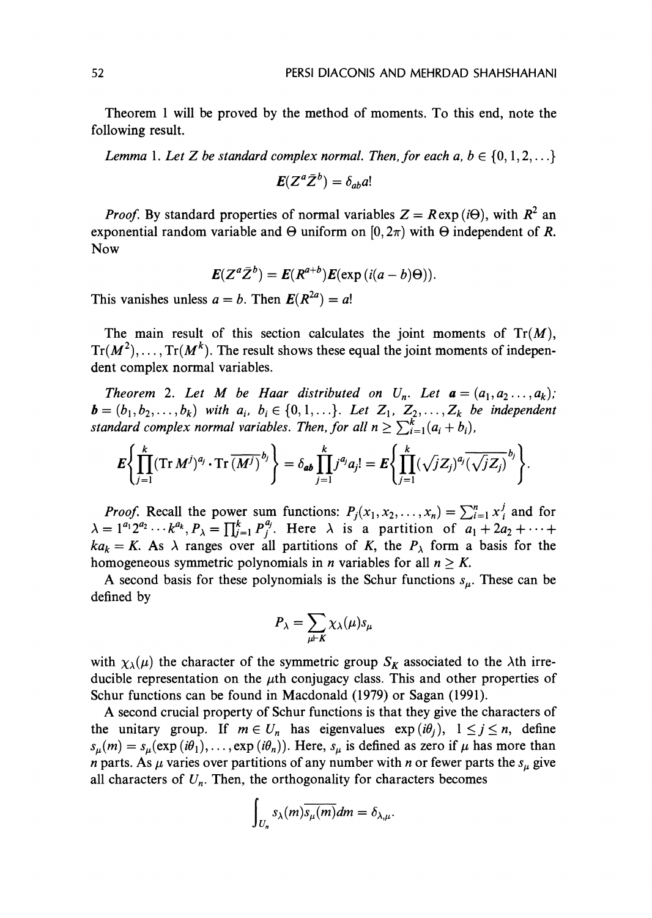Theorem 1 will be proved by the method of moments. To this end, note the following result.

*Lemma* 1. *Let $Z$ be standard complex normal. Then, for each $a, b \in \{0, 1, 2, \ldots\}$*

$$E(Z^a \bar{Z}^b) = \delta_{ab} a!$$

*Proof.* By standard properties of normal variables $Z = R\exp(i\Theta)$, with $R^2$ an exponential random variable and $\Theta$ uniform on $[0, 2\pi)$ with $\Theta$ independent of $R$. Now

$$E(Z^a \bar{Z}^b) = E(R^{a+b}) E(\exp(i(a-b)\Theta)).$$

This vanishes unless $a = b$. Then $E(R^{2a}) = a!$

The main result of this section calculates the joint moments of $\mathrm{Tr}(M)$, $\mathrm{Tr}(M^2), \ldots, \mathrm{Tr}(M^k)$. The result shows these equal the joint moments of independent complex normal variables.

*Theorem* 2. *Let $M$ be Haar distributed on $U_n$. Let $\boldsymbol{a} = (a_1, a_2 \ldots, a_k)$; $\boldsymbol{b} = (b_1, b_2, \ldots, b_k)$ with $a_i, b_i \in \{0, 1, \ldots\}$. Let $Z_1, Z_2, \ldots, Z_k$ be independent standard complex normal variables. Then, for all $n \geq \sum_{i=1}^k (a_i + b_i)$,*

$$E\left\{\prod_{j=1}^{k} (\mathrm{Tr}\, M^j)^{a_j} \cdot \overline{\mathrm{Tr}\,(M^j)}^{b_j}\right\} = \delta_{\boldsymbol{ab}} \prod_{j=1}^{k} j^{a_j} a_j! = E\left\{\prod_{j=1}^{k} (\sqrt{j} Z_j)^{a_j} \overline{(\sqrt{j} Z_j)}^{b_j}\right\}.$$

*Proof.* Recall the power sum functions: $P_j(x_1, x_2, \ldots, x_n) = \sum_{i=1}^n x_i^j$ and for $\lambda = 1^{a_1} 2^{a_2} \cdots k^{a_k}$, $P_\lambda = \prod_{j=1}^k P_j^{a_j}$. Here $\lambda$ is a partition of $a_1 + 2a_2 + \cdots + ka_k = K$. As $\lambda$ ranges over all partitions of $K$, the $P_\lambda$ form a basis for the homogeneous symmetric polynomials in $n$ variables for all $n \geq K$.

A second basis for these polynomials is the Schur functions $s_\mu$. These can be defined by

$$P_\lambda = \sum_{\mu \vdash K} \chi_\lambda(\mu) s_\mu$$

with $\chi_\lambda(\mu)$ the character of the symmetric group $S_K$ associated to the $\lambda$th irreducible representation on the $\mu$th conjugacy class. This and other properties of Schur functions can be found in Macdonald (1979) or Sagan (1991).

A second crucial property of Schur functions is that they give the characters of the unitary group. If $m \in U_n$ has eigenvalues $\exp(i\theta_j)$, $1 \leq j \leq n$, define $s_\mu(m) = s_\mu(\exp(i\theta_1), \ldots, \exp(i\theta_n))$. Here, $s_\mu$ is defined as zero if $\mu$ has more than $n$ parts. As $\mu$ varies over partitions of any number with $n$ or fewer parts the $s_\mu$ give all characters of $U_n$. Then, the orthogonality for characters becomes

$$\int_{U_n} s_\lambda(m) \overline{s_\mu(m)} dm = \delta_{\lambda,\mu}.$$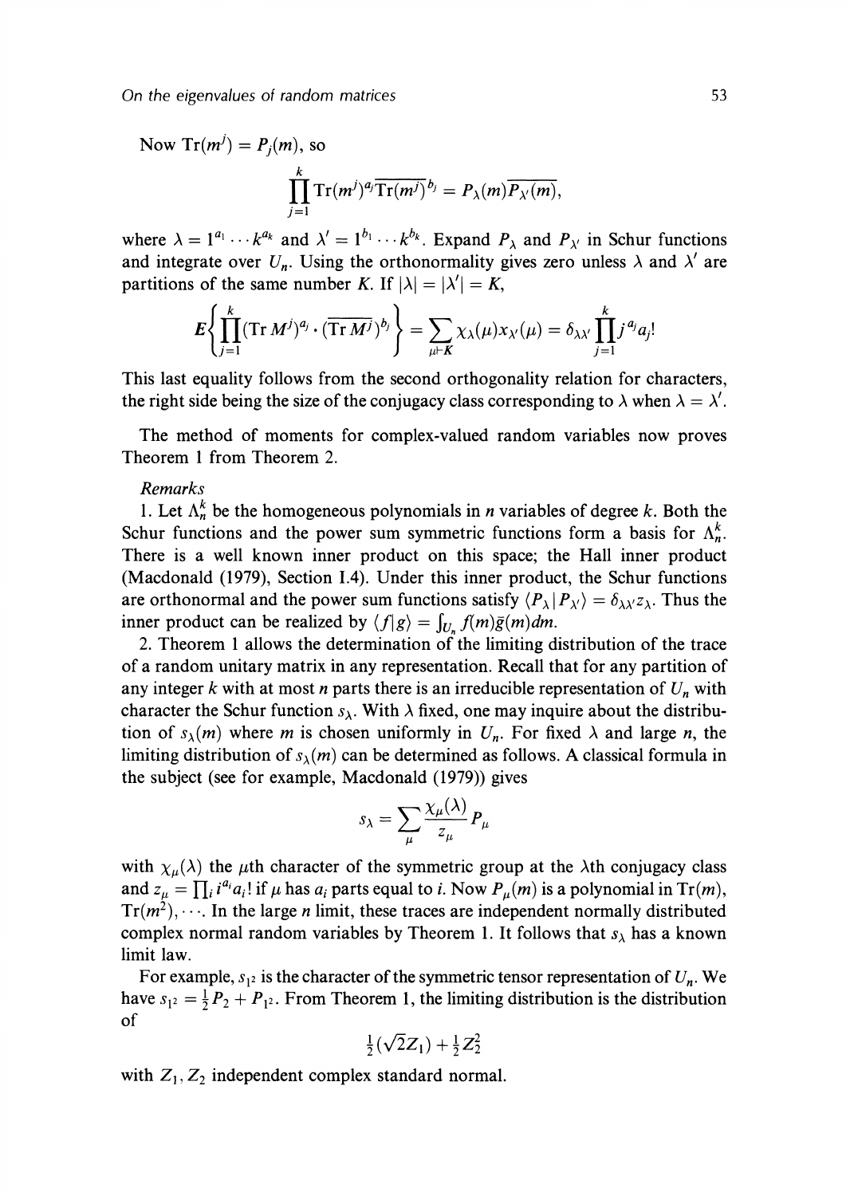Now $\mathrm{Tr}(m^j) = P_j(m)$, so

$$\prod_{j=1}^{k} \mathrm{Tr}(m^j)^{a_j} \overline{\mathrm{Tr}(m^j)}^{b_j} = P_\lambda(m)\overline{P_{\lambda'}(m)},$$

where $\lambda = 1^{a_1} \cdots k^{a_k}$ and $\lambda' = 1^{b_1} \cdots k^{b_k}$. Expand $P_\lambda$ and $P_{\lambda'}$ in Schur functions and integrate over $U_n$. Using the orthonormality gives zero unless $\lambda$ and $\lambda'$ are partitions of the same number $K$. If $|\lambda| = |\lambda'| = K$,

$$E\left\{\prod_{j=1}^{k} (\mathrm{Tr}\, M^j)^{a_j} \cdot (\overline{\mathrm{Tr}\, M^j})^{b_j}\right\} = \sum_{\mu \vdash K} \chi_\lambda(\mu) x_{\lambda'}(\mu) = \delta_{\lambda\lambda'} \prod_{j=1}^{k} j^{a_j} a_j!$$

This last equality follows from the second orthogonality relation for characters, the right side being the size of the conjugacy class corresponding to $\lambda$ when $\lambda = \lambda'$.

The method of moments for complex-valued random variables now proves Theorem 1 from Theorem 2.

*Remarks*

1. Let $\Lambda_n^k$ be the homogeneous polynomials in $n$ variables of degree $k$. Both the Schur functions and the power sum symmetric functions form a basis for $\Lambda_n^k$. There is a well known inner product on this space; the Hall inner product (Macdonald (1979), Section I.4). Under this inner product, the Schur functions are orthonormal and the power sum functions satisfy $\langle P_\lambda | P_{\lambda'} \rangle = \delta_{\lambda\lambda'} z_\lambda$. Thus the inner product can be realized by $\langle f | g \rangle = \int_{U_n} f(m)\bar{g}(m)dm$.

2. Theorem 1 allows the determination of the limiting distribution of the trace of a random unitary matrix in any representation. Recall that for any partition of any integer $k$ with at most $n$ parts there is an irreducible representation of $U_n$ with character the Schur function $s_\lambda$. With $\lambda$ fixed, one may inquire about the distribution of $s_\lambda(m)$ where $m$ is chosen uniformly in $U_n$. For fixed $\lambda$ and large $n$, the limiting distribution of $s_\lambda(m)$ can be determined as follows. A classical formula in the subject (see for example, Macdonald (1979)) gives

$$s_\lambda = \sum_\mu \frac{\chi_\mu(\lambda)}{z_\mu} P_\mu$$

with $\chi_\mu(\lambda)$ the $\mu$th character of the symmetric group at the $\lambda$th conjugacy class and $z_\mu = \prod_i i^{a_i} a_i!$ if $\mu$ has $a_i$ parts equal to $i$. Now $P_\mu(m)$ is a polynomial in $\mathrm{Tr}(m)$, $\mathrm{Tr}(m^2), \cdots$. In the large $n$ limit, these traces are independent normally distributed complex normal random variables by Theorem 1. It follows that $s_\lambda$ has a known limit law.

For example, $s_{1^2}$ is the character of the symmetric tensor representation of $U_n$. We have $s_{1^2} = \frac{1}{2}P_2 + P_{1^2}$. From Theorem 1, the limiting distribution is the distribution of

$$\tfrac{1}{2}(\sqrt{2}Z_1) + \tfrac{1}{2}Z_2^2$$

with $Z_1, Z_2$ independent complex standard normal.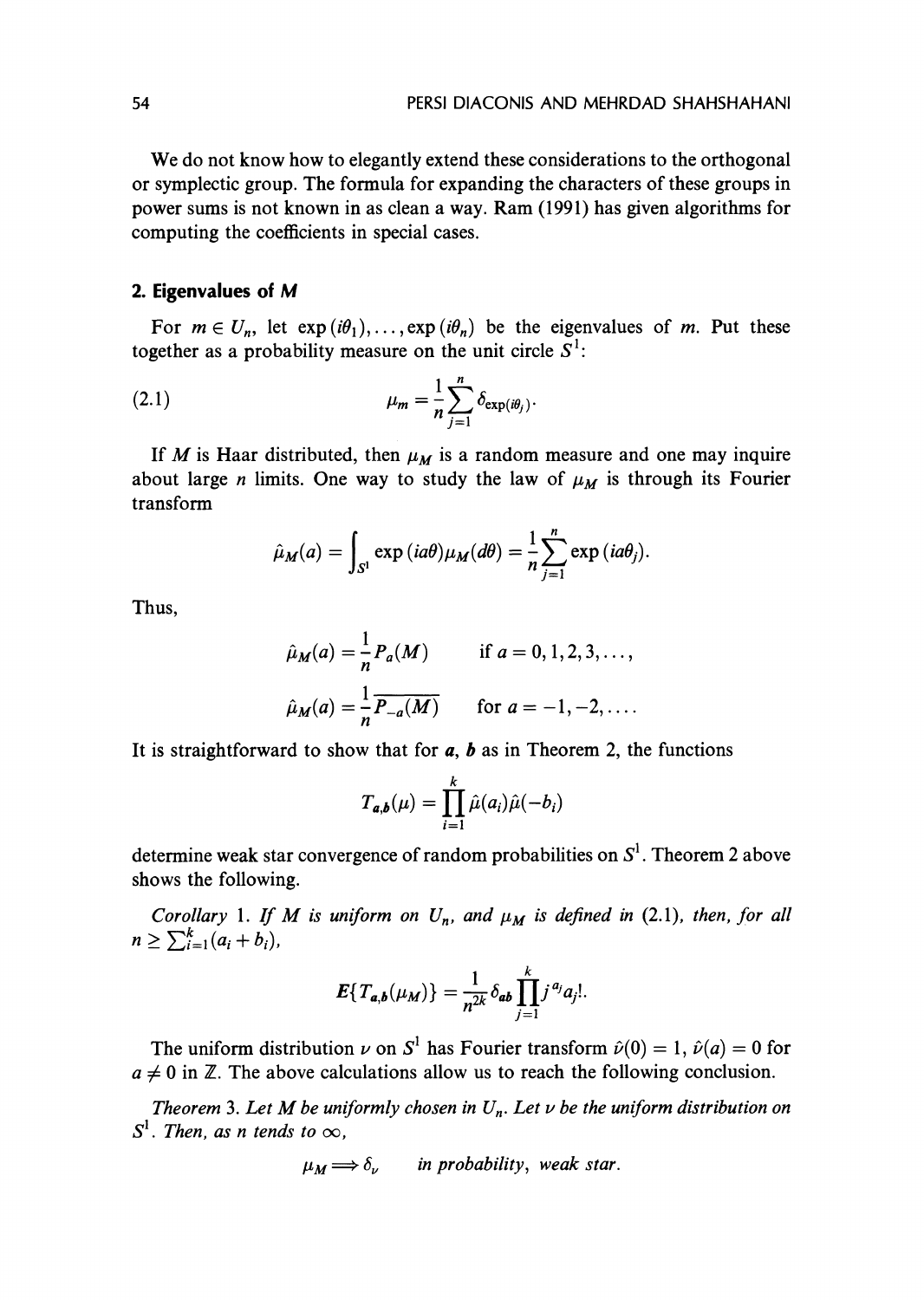We do not know how to elegantly extend these considerations to the orthogonal or symplectic group. The formula for expanding the characters of these groups in power sums is not known in as clean a way. Ram (1991) has given algorithms for computing the coefficients in special cases.

## 2. Eigenvalues of $M$

For $m \in U_n$, let $\exp(i\theta_1), \ldots, \exp(i\theta_n)$ be the eigenvalues of $m$. Put these together as a probability measure on the unit circle $S^1$:

$$\mu_m = \frac{1}{n}\sum_{j=1}^{n} \delta_{\exp(i\theta_j)}. \tag{2.1}$$

If $M$ is Haar distributed, then $\mu_M$ is a random measure and one may inquire about large $n$ limits. One way to study the law of $\mu_M$ is through its Fourier transform

$$\hat{\mu}_M(a) = \int_{S^1} \exp(ia\theta)\mu_M(d\theta) = \frac{1}{n}\sum_{j=1}^{n} \exp(ia\theta_j).$$

Thus,

$$\hat{\mu}_M(a) = \frac{1}{n}P_a(M) \qquad \text{if } a = 0, 1, 2, 3, \ldots,$$

$$\hat{\mu}_M(a) = \frac{1}{n}\overline{P_{-a}(M)} \qquad \text{for } a = -1, -2, \ldots.$$

It is straightforward to show that for $\boldsymbol{a}$, $\boldsymbol{b}$ as in Theorem 2, the functions

$$T_{\boldsymbol{a},\boldsymbol{b}}(\mu) = \prod_{i=1}^{k} \hat{\mu}(a_i)\hat{\mu}(-b_i)$$

determine weak star convergence of random probabilities on $S^1$. Theorem 2 above shows the following.

*Corollary* 1. *If $M$ is uniform on $U_n$, and $\mu_M$ is defined in* (2.1), *then, for all $n \geq \sum_{i=1}^{k}(a_i + b_i)$,*

$$E\{T_{\boldsymbol{a},\boldsymbol{b}}(\mu_M)\} = \frac{1}{n^{2k}}\delta_{\boldsymbol{a}\boldsymbol{b}}\prod_{j=1}^{k} j^{a_j}a_j!.$$

The uniform distribution $\nu$ on $S^1$ has Fourier transform $\hat{\nu}(0) = 1$, $\hat{\nu}(a) = 0$ for $a \neq 0$ in $\mathbb{Z}$. The above calculations allow us to reach the following conclusion.

*Theorem* 3. *Let $M$ be uniformly chosen in $U_n$. Let $\nu$ be the uniform distribution on $S^1$. Then, as $n$ tends to $\infty$,*

$$\mu_M \Longrightarrow \delta_\nu \qquad \textit{in probability, weak star.}$$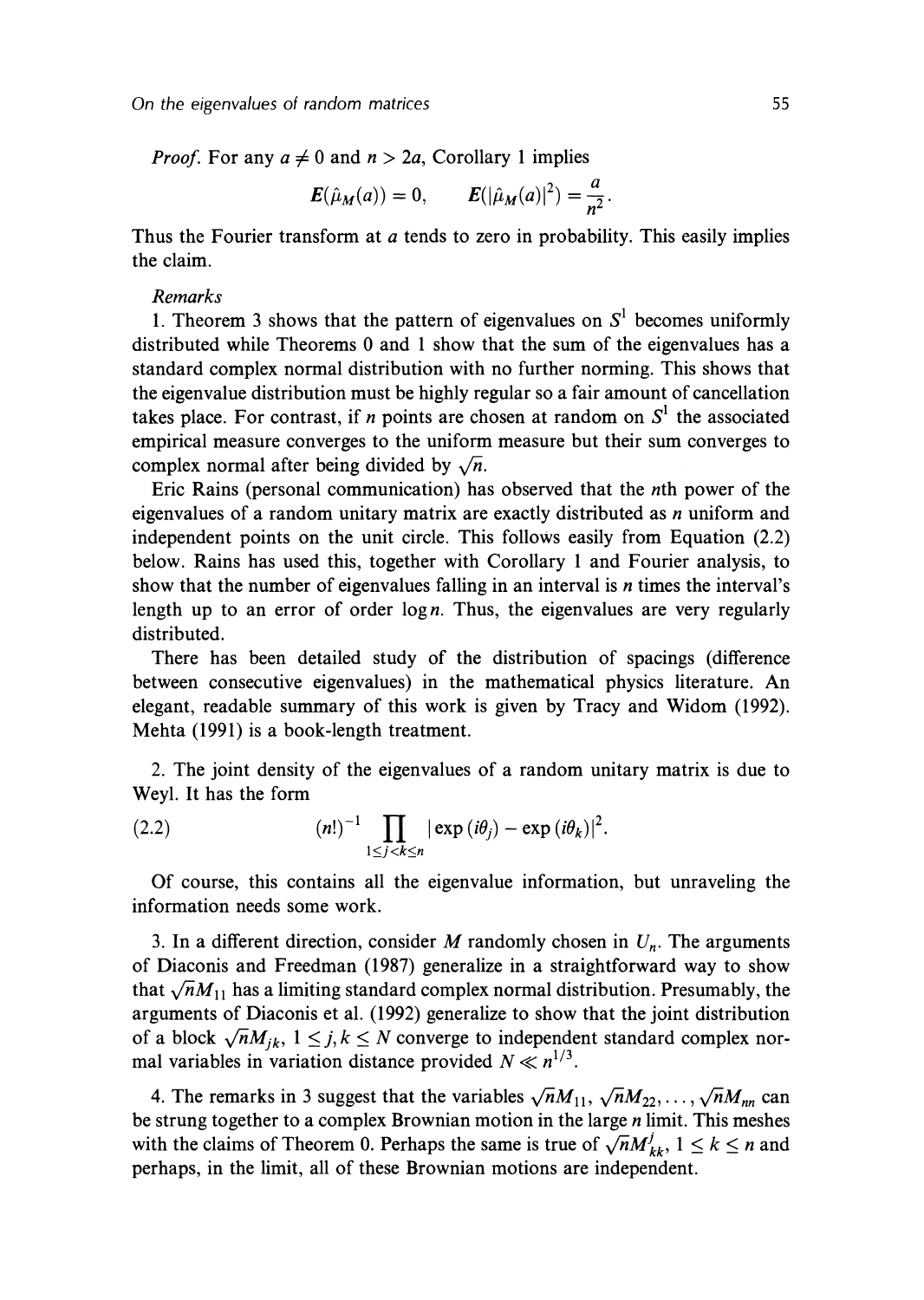*Proof.* For any $a \neq 0$ and $n > 2a$, Corollary 1 implies

$$E(\hat{\mu}_M(a)) = 0, \qquad E(|\hat{\mu}_M(a)|^2) = \frac{a}{n^2}.$$

Thus the Fourier transform at $a$ tends to zero in probability. This easily implies the claim.

*Remarks*

1. Theorem 3 shows that the pattern of eigenvalues on $S^1$ becomes uniformly distributed while Theorems 0 and 1 show that the sum of the eigenvalues has a standard complex normal distribution with no further norming. This shows that the eigenvalue distribution must be highly regular so a fair amount of cancellation takes place. For contrast, if $n$ points are chosen at random on $S^1$ the associated empirical measure converges to the uniform measure but their sum converges to complex normal after being divided by $\sqrt{n}$.

Eric Rains (personal communication) has observed that the $n$th power of the eigenvalues of a random unitary matrix are exactly distributed as $n$ uniform and independent points on the unit circle. This follows easily from Equation (2.2) below. Rains has used this, together with Corollary 1 and Fourier analysis, to show that the number of eigenvalues falling in an interval is $n$ times the interval's length up to an error of order $\log n$. Thus, the eigenvalues are very regularly distributed.

There has been detailed study of the distribution of spacings (difference between consecutive eigenvalues) in the mathematical physics literature. An elegant, readable summary of this work is given by Tracy and Widom (1992). Mehta (1991) is a book-length treatment.

2. The joint density of the eigenvalues of a random unitary matrix is due to Weyl. It has the form

$$(n!)^{-1} \prod_{1 \leq j < k \leq n} |\exp(i\theta_j) - \exp(i\theta_k)|^2. \tag{2.2}$$

Of course, this contains all the eigenvalue information, but unraveling the information needs some work.

3. In a different direction, consider $M$ randomly chosen in $U_n$. The arguments of Diaconis and Freedman (1987) generalize in a straightforward way to show that $\sqrt{n}M_{11}$ has a limiting standard complex normal distribution. Presumably, the arguments of Diaconis et al. (1992) generalize to show that the joint distribution of a block $\sqrt{n}M_{jk}$, $1 \leq j, k \leq N$ converge to independent standard complex normal variables in variation distance provided $N \ll n^{1/3}$.

4. The remarks in 3 suggest that the variables $\sqrt{n}M_{11}, \sqrt{n}M_{22}, \ldots, \sqrt{n}M_{nn}$ can be strung together to a complex Brownian motion in the large $n$ limit. This meshes with the claims of Theorem 0. Perhaps the same is true of $\sqrt{n}M_{kk}^j$, $1 \leq k \leq n$ and perhaps, in the limit, all of these Brownian motions are independent.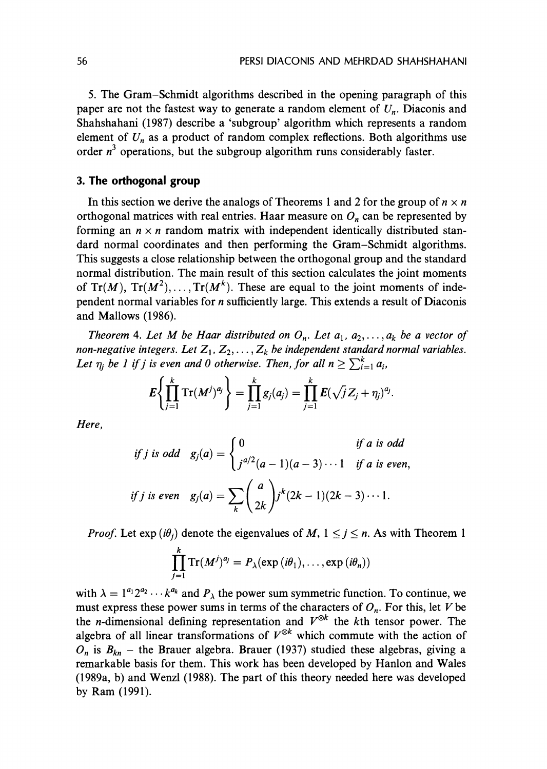5. The Gram–Schmidt algorithms described in the opening paragraph of this paper are not the fastest way to generate a random element of $U_n$. Diaconis and Shahshahani (1987) describe a 'subgroup' algorithm which represents a random element of $U_n$ as a product of random complex reflections. Both algorithms use order $n^3$ operations, but the subgroup algorithm runs considerably faster.

## 3. The orthogonal group

In this section we derive the analogs of Theorems 1 and 2 for the group of $n \times n$ orthogonal matrices with real entries. Haar measure on $O_n$ can be represented by forming an $n \times n$ random matrix with independent identically distributed standard normal coordinates and then performing the Gram–Schmidt algorithms. This suggests a close relationship between the orthogonal group and the standard normal distribution. The main result of this section calculates the joint moments of $\mathrm{Tr}(M), \mathrm{Tr}(M^2), \ldots, \mathrm{Tr}(M^k)$. These are equal to the joint moments of independent normal variables for $n$ sufficiently large. This extends a result of Diaconis and Mallows (1986).

*Theorem* 4. *Let $M$ be Haar distributed on $O_n$. Let $a_1, a_2, \ldots, a_k$ be a vector of non-negative integers. Let $Z_1, Z_2, \ldots, Z_k$ be independent standard normal variables. Let $\eta_j$ be 1 if $j$ is even and 0 otherwise. Then, for all $n \geq \sum_{i=1}^{k} a_i$,*

$$E\left\{\prod_{j=1}^{k} \mathrm{Tr}(M^j)^{a_j}\right\} = \prod_{j=1}^{k} g_j(a_j) = \prod_{j=1}^{k} E(\sqrt{j}Z_j + \eta_j)^{a_j}.$$

*Here,*

$$\text{if } j \text{ is odd} \quad g_j(a) = \begin{cases} 0 & \text{if } a \text{ is odd} \\ j^{a/2}(a-1)(a-3)\cdots 1 & \text{if } a \text{ is even,} \end{cases}$$

$$\text{if } j \text{ is even} \quad g_j(a) = \sum_k \binom{a}{2k} j^k (2k-1)(2k-3)\cdots 1.$$

*Proof.* Let $\exp(i\theta_j)$ denote the eigenvalues of $M$, $1 \leq j \leq n$. As with Theorem 1

$$\prod_{j=1}^{k} \mathrm{Tr}(M^j)^{a_j} = P_\lambda(\exp(i\theta_1), \ldots, \exp(i\theta_n))$$

with $\lambda = 1^{a_1}2^{a_2}\cdots k^{a_k}$ and $P_\lambda$ the power sum symmetric function. To continue, we must express these power sums in terms of the characters of $O_n$. For this, let $V$ be the $n$-dimensional defining representation and $V^{\otimes k}$ the $k$th tensor power. The algebra of all linear transformations of $V^{\otimes k}$ which commute with the action of $O_n$ is $B_{kn}$ – the Brauer algebra. Brauer (1937) studied these algebras, giving a remarkable basis for them. This work has been developed by Hanlon and Wales (1989a, b) and Wenzl (1988). The part of this theory needed here was developed by Ram (1991).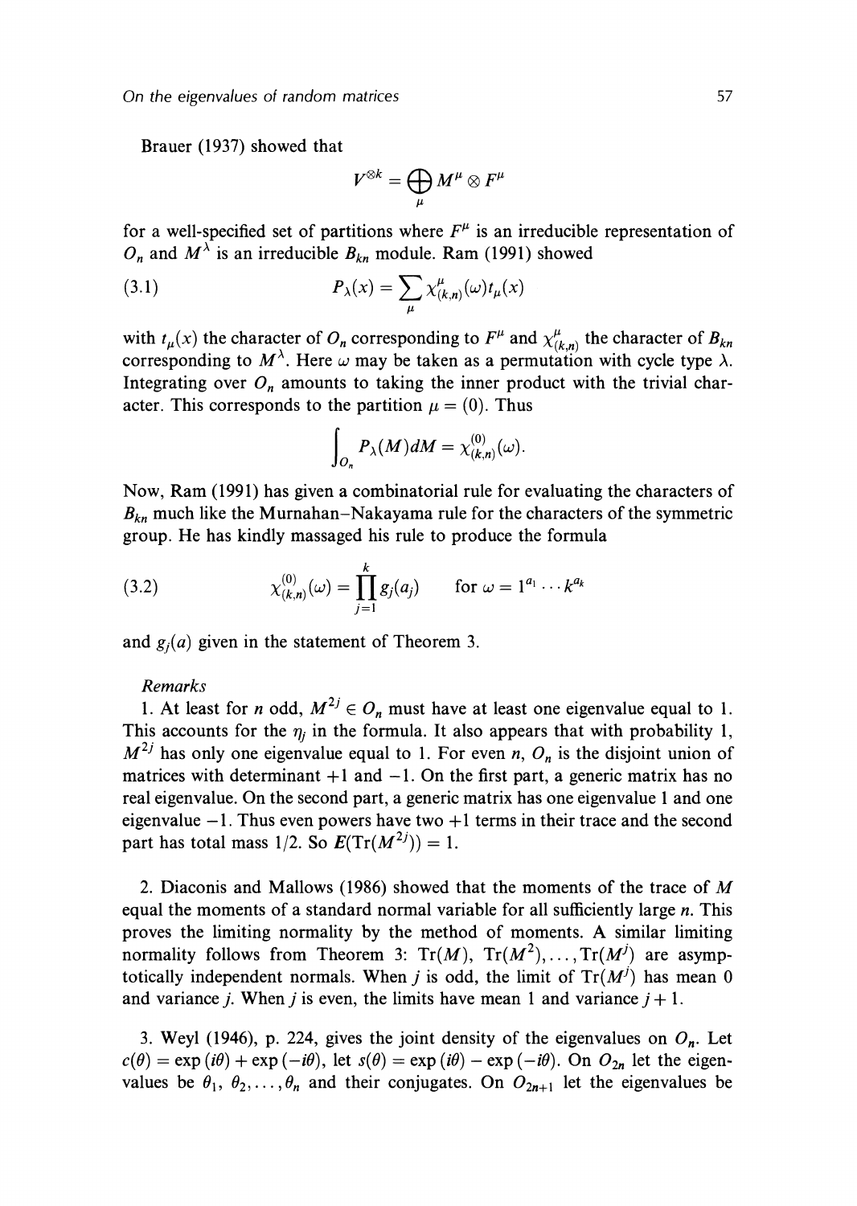Brauer (1937) showed that

$$V^{\otimes k} = \bigoplus_{\mu} M^{\mu} \otimes F^{\mu}$$

for a well-specified set of partitions where $F^{\mu}$ is an irreducible representation of $O_n$ and $M^{\lambda}$ is an irreducible $B_{kn}$ module. Ram (1991) showed

$$P_{\lambda}(x) = \sum_{\mu} \chi^{\mu}_{(k,n)}(\omega) t_{\mu}(x) \tag{3.1}$$

with $t_{\mu}(x)$ the character of $O_n$ corresponding to $F^{\mu}$ and $\chi^{\mu}_{(k,n)}$ the character of $B_{kn}$ corresponding to $M^{\lambda}$. Here $\omega$ may be taken as a permutation with cycle type $\lambda$. Integrating over $O_n$ amounts to taking the inner product with the trivial character. This corresponds to the partition $\mu = (0)$. Thus

$$\int_{O_n} P_{\lambda}(M) dM = \chi^{(0)}_{(k,n)}(\omega).$$

Now, Ram (1991) has given a combinatorial rule for evaluating the characters of $B_{kn}$ much like the Murnahan–Nakayama rule for the characters of the symmetric group. He has kindly massaged his rule to produce the formula

$$\chi^{(0)}_{(k,n)}(\omega) = \prod_{j=1}^{k} g_j(a_j) \qquad \text{for } \omega = 1^{a_1} \cdots k^{a_k} \tag{3.2}$$

and $g_j(a)$ given in the statement of Theorem 3.

*Remarks*

1. At least for $n$ odd, $M^{2j} \in O_n$ must have at least one eigenvalue equal to 1. This accounts for the $\eta_j$ in the formula. It also appears that with probability 1, $M^{2j}$ has only one eigenvalue equal to 1. For even $n$, $O_n$ is the disjoint union of matrices with determinant $+1$ and $-1$. On the first part, a generic matrix has no real eigenvalue. On the second part, a generic matrix has one eigenvalue 1 and one eigenvalue $-1$. Thus even powers have two $+1$ terms in their trace and the second part has total mass $1/2$. So $E(\mathrm{Tr}(M^{2j})) = 1$.

2. Diaconis and Mallows (1986) showed that the moments of the trace of $M$ equal the moments of a standard normal variable for all sufficiently large $n$. This proves the limiting normality by the method of moments. A similar limiting normality follows from Theorem 3: $\mathrm{Tr}(M)$, $\mathrm{Tr}(M^2), \ldots, \mathrm{Tr}(M^j)$ are asymptotically independent normals. When $j$ is odd, the limit of $\mathrm{Tr}(M^j)$ has mean 0 and variance $j$. When $j$ is even, the limits have mean 1 and variance $j + 1$.

3. Weyl (1946), p. 224, gives the joint density of the eigenvalues on $O_n$. Let $c(\theta) = \exp(i\theta) + \exp(-i\theta)$, let $s(\theta) = \exp(i\theta) - \exp(-i\theta)$. On $O_{2n}$ let the eigenvalues be $\theta_1, \theta_2, \ldots, \theta_n$ and their conjugates. On $O_{2n+1}$ let the eigenvalues be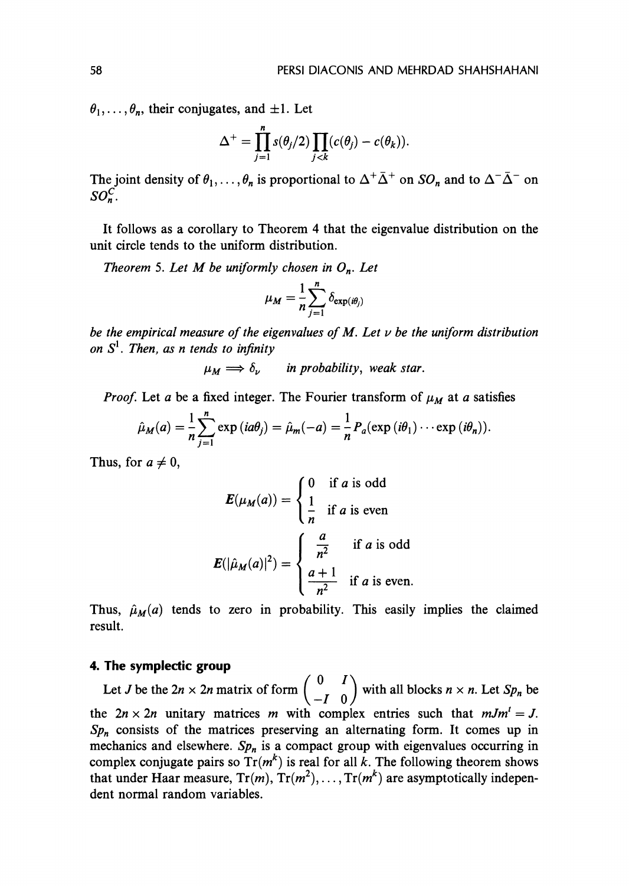$\theta_1, \ldots, \theta_n$, their conjugates, and $\pm 1$. Let

$$\Delta^+ = \prod_{j=1}^{n} s(\theta_j/2) \prod_{j<k} (c(\theta_j) - c(\theta_k)).$$

The joint density of $\theta_1, \ldots, \theta_n$ is proportional to $\Delta^+ \bar{\Delta}^+$ on $SO_n$ and to $\Delta^- \bar{\Delta}^-$ on $SO_n^C$.

It follows as a corollary to Theorem 4 that the eigenvalue distribution on the unit circle tends to the uniform distribution.

*Theorem 5. Let $M$ be uniformly chosen in $O_n$. Let*

$$\mu_M = \frac{1}{n} \sum_{j=1}^{n} \delta_{\exp(i\theta_j)}$$

*be the empirical measure of the eigenvalues of $M$. Let $\nu$ be the uniform distribution on $S^1$. Then, as $n$ tends to infinity*

$$\mu_M \Longrightarrow \delta_\nu \qquad \text{in probability, weak star.}$$

*Proof.* Let $a$ be a fixed integer. The Fourier transform of $\mu_M$ at $a$ satisfies

$$\hat{\mu}_M(a) = \frac{1}{n} \sum_{j=1}^{n} \exp(ia\theta_j) = \hat{\mu}_m(-a) = \frac{1}{n} P_a(\exp(i\theta_1) \cdots \exp(i\theta_n)).$$

Thus, for $a \neq 0$,

$$E(\mu_M(a)) = \begin{cases} 0 & \text{if } a \text{ is odd} \\ \dfrac{1}{n} & \text{if } a \text{ is even} \end{cases}$$

$$E(|\hat{\mu}_M(a)|^2) = \begin{cases} \dfrac{a}{n^2} & \text{if } a \text{ is odd} \\ \dfrac{a+1}{n^2} & \text{if } a \text{ is even.} \end{cases}$$

Thus, $\hat{\mu}_M(a)$ tends to zero in probability. This easily implies the claimed result.

## 4. The symplectic group

Let $J$ be the $2n \times 2n$ matrix of form $\begin{pmatrix} 0 & I \\ -I & 0 \end{pmatrix}$ with all blocks $n \times n$. Let $Sp_n$ be the $2n \times 2n$ unitary matrices $m$ with complex entries such that $mJm^t = J$. $Sp_n$ consists of the matrices preserving an alternating form. It comes up in mechanics and elsewhere. $Sp_n$ is a compact group with eigenvalues occurring in complex conjugate pairs so $\mathrm{Tr}(m^k)$ is real for all $k$. The following theorem shows that under Haar measure, $\mathrm{Tr}(m), \mathrm{Tr}(m^2), \ldots, \mathrm{Tr}(m^k)$ are asymptotically independent normal random variables.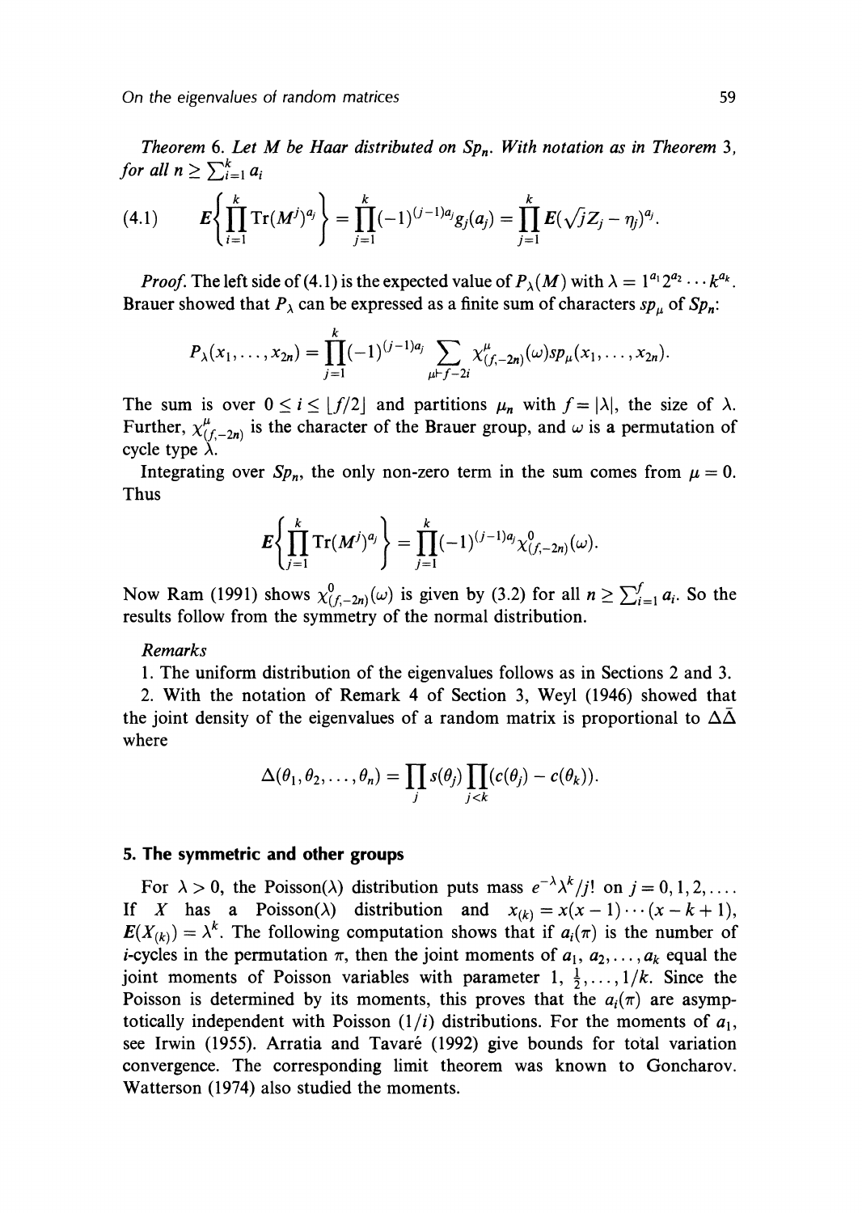*Theorem* 6. *Let $M$ be Haar distributed on $Sp_n$. With notation as in Theorem 3, for all $n \geq \sum_{i=1}^{k} a_i$*

$$
(4.1) \qquad E\left\{\prod_{i=1}^{k} \mathrm{Tr}(M^j)^{a_j}\right\} = \prod_{j=1}^{k} (-1)^{(j-1)a_j} g_j(a_j) = \prod_{j=1}^{k} E(\sqrt{j}Z_j - \eta_j)^{a_j}.
$$

*Proof.* The left side of (4.1) is the expected value of $P_\lambda(M)$ with $\lambda = 1^{a_1}2^{a_2}\cdots k^{a_k}$. Brauer showed that $P_\lambda$ can be expressed as a finite sum of characters $sp_\mu$ of $Sp_n$:

$$
P_\lambda(x_1, \ldots, x_{2n}) = \prod_{j=1}^{k} (-1)^{(j-1)a_j} \sum_{\mu \vdash f-2i} \chi^{\mu}_{(f,-2n)}(\omega) sp_\mu(x_1, \ldots, x_{2n}).
$$

The sum is over $0 \leq i \leq \lfloor f/2 \rfloor$ and partitions $\mu_n$ with $f = |\lambda|$, the size of $\lambda$. Further, $\chi^{\mu}_{(f,-2n)}$ is the character of the Brauer group, and $\omega$ is a permutation of cycle type $\lambda$.

Integrating over $Sp_n$, the only non-zero term in the sum comes from $\mu = 0$. Thus

$$
E\left\{\prod_{j=1}^{k} \mathrm{Tr}(M^j)^{a_j}\right\} = \prod_{j=1}^{k} (-1)^{(j-1)a_j} \chi^{0}_{(f,-2n)}(\omega).
$$

Now Ram (1991) shows $\chi^{0}_{(f,-2n)}(\omega)$ is given by (3.2) for all $n \geq \sum_{i=1}^{f} a_i$. So the results follow from the symmetry of the normal distribution.

*Remarks*

1. The uniform distribution of the eigenvalues follows as in Sections 2 and 3.

2. With the notation of Remark 4 of Section 3, Weyl (1946) showed that the joint density of the eigenvalues of a random matrix is proportional to $\Delta\bar{\Delta}$ where

$$
\Delta(\theta_1, \theta_2, \ldots, \theta_n) = \prod_j s(\theta_j) \prod_{j<k} (c(\theta_j) - c(\theta_k)).
$$

## 5. The symmetric and other groups

For $\lambda > 0$, the Poisson($\lambda$) distribution puts mass $e^{-\lambda}\lambda^k/j!$ on $j = 0, 1, 2, \ldots$. If $X$ has a Poisson($\lambda$) distribution and $x_{(k)} = x(x-1)\cdots(x-k+1)$, $E(X_{(k)}) = \lambda^k$. The following computation shows that if $a_i(\pi)$ is the number of $i$-cycles in the permutation $\pi$, then the joint moments of $a_1, a_2, \ldots, a_k$ equal the joint moments of Poisson variables with parameter $1, \frac{1}{2}, \ldots, 1/k$. Since the Poisson is determined by its moments, this proves that the $a_i(\pi)$ are asymptotically independent with Poisson $(1/i)$ distributions. For the moments of $a_1$, see Irwin (1955). Arratia and Tavaré (1992) give bounds for total variation convergence. The corresponding limit theorem was known to Goncharov. Watterson (1974) also studied the moments.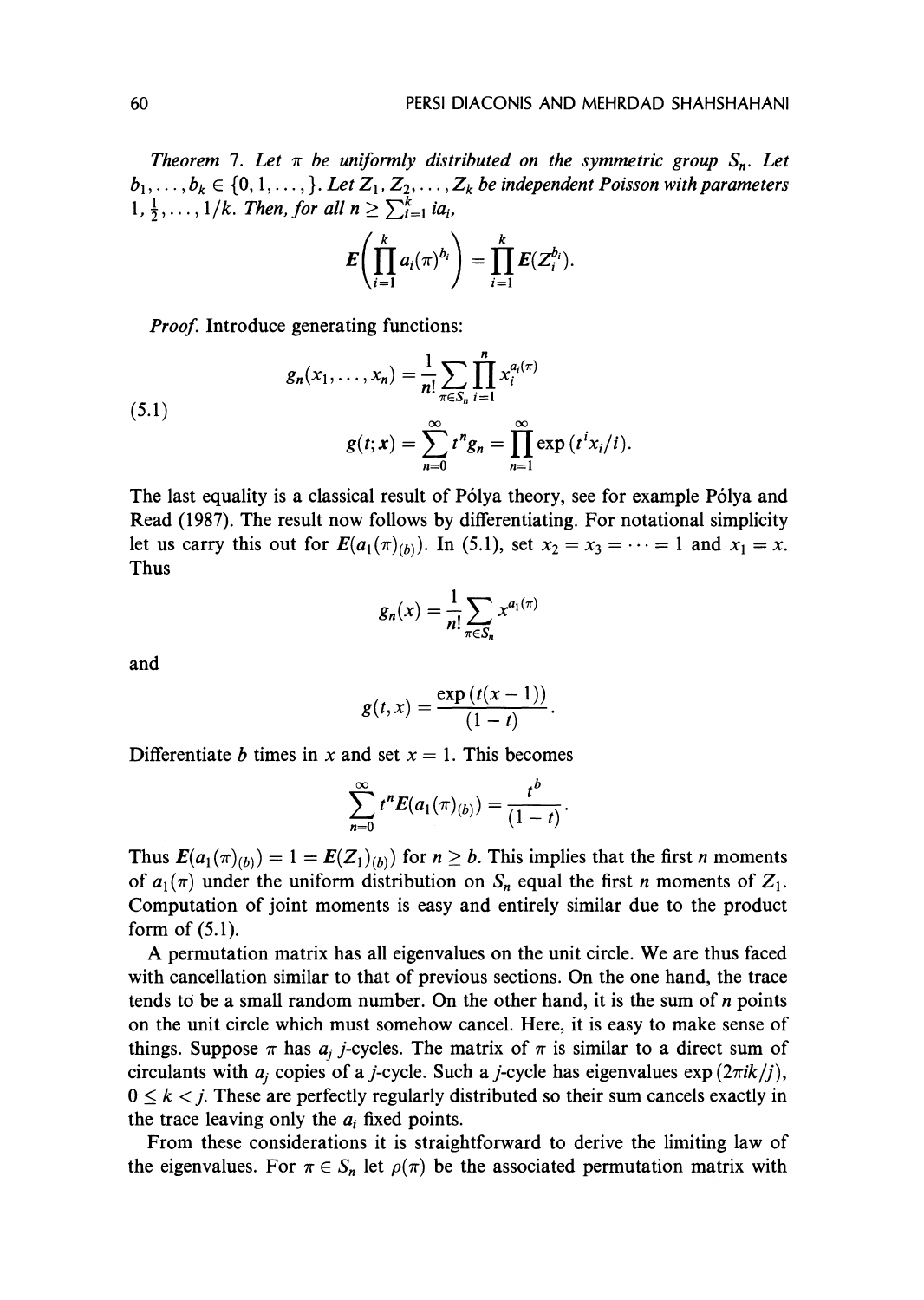*Theorem 7.* Let $\pi$ be uniformly distributed on the symmetric group $S_n$. Let $b_1, \ldots, b_k \in \{0, 1, \ldots, \}$. Let $Z_1, Z_2, \ldots, Z_k$ be independent Poisson with parameters $1, \frac{1}{2}, \ldots, 1/k$. Then, for all $n \geq \sum_{i=1}^{k} ia_i$,

$$E\left(\prod_{i=1}^{k} a_i(\pi)^{b_i}\right) = \prod_{i=1}^{k} E(Z_i^{b_i}).$$

*Proof.* Introduce generating functions:

$$\begin{aligned} g_n(x_1, \ldots, x_n) &= \frac{1}{n!} \sum_{\pi \in S_n} \prod_{i=1}^{n} x_i^{a_i(\pi)} \\ g(t; x) &= \sum_{n=0}^{\infty} t^n g_n = \prod_{n=1}^{\infty} \exp(t^i x_i / i). \end{aligned} \tag{5.1}$$

The last equality is a classical result of Pólya theory, see for example Pólya and Read (1987). The result now follows by differentiating. For notational simplicity let us carry this out for $E(a_1(\pi)_{(b)})$. In (5.1), set $x_2 = x_3 = \cdots = 1$ and $x_1 = x$. Thus

$$g_n(x) = \frac{1}{n!} \sum_{\pi \in S_n} x^{a_1(\pi)}$$

and

$$g(t, x) = \frac{\exp(t(x-1))}{(1-t)}.$$

Differentiate $b$ times in $x$ and set $x = 1$. This becomes

$$\sum_{n=0}^{\infty} t^n E(a_1(\pi)_{(b)}) = \frac{t^b}{(1-t)}.$$

Thus $E(a_1(\pi)_{(b)}) = 1 = E((Z_1)_{(b)})$ for $n \geq b$. This implies that the first $n$ moments of $a_1(\pi)$ under the uniform distribution on $S_n$ equal the first $n$ moments of $Z_1$. Computation of joint moments is easy and entirely similar due to the product form of (5.1).

A permutation matrix has all eigenvalues on the unit circle. We are thus faced with cancellation similar to that of previous sections. On the one hand, the trace tends to be a small random number. On the other hand, it is the sum of $n$ points on the unit circle which must somehow cancel. Here, it is easy to make sense of things. Suppose $\pi$ has $a_j$ $j$-cycles. The matrix of $\pi$ is similar to a direct sum of circulants with $a_j$ copies of a $j$-cycle. Such a $j$-cycle has eigenvalues $\exp(2\pi ik/j)$, $0 \leq k < j$. These are perfectly regularly distributed so their sum cancels exactly in the trace leaving only the $a_i$ fixed points.

From these considerations it is straightforward to derive the limiting law of the eigenvalues. For $\pi \in S_n$ let $\rho(\pi)$ be the associated permutation matrix with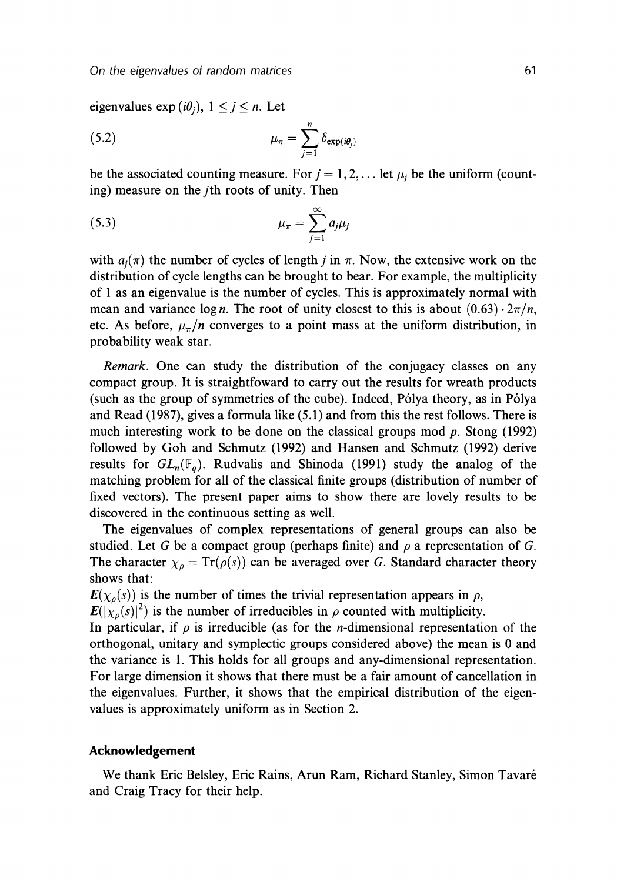eigenvalues $\exp(i\theta_j)$, $1 \leq j \leq n$. Let

$$\mu_\pi = \sum_{j=1}^{n} \delta_{\exp(i\theta_j)} \tag{5.2}$$

be the associated counting measure. For $j = 1, 2, \ldots$ let $\mu_j$ be the uniform (counting) measure on the $j$th roots of unity. Then

$$\mu_\pi = \sum_{j=1}^{\infty} a_j \mu_j \tag{5.3}$$

with $a_j(\pi)$ the number of cycles of length $j$ in $\pi$. Now, the extensive work on the distribution of cycle lengths can be brought to bear. For example, the multiplicity of 1 as an eigenvalue is the number of cycles. This is approximately normal with mean and variance $\log n$. The root of unity closest to this is about $(0.63) \cdot 2\pi/n$, etc. As before, $\mu_\pi/n$ converges to a point mass at the uniform distribution, in probability weak star.

*Remark.* One can study the distribution of the conjugacy classes on any compact group. It is straightfoward to carry out the results for wreath products (such as the group of symmetries of the cube). Indeed, Pólya theory, as in Pólya and Read (1987), gives a formula like (5.1) and from this the rest follows. There is much interesting work to be done on the classical groups mod $p$. Stong (1992) followed by Goh and Schmutz (1992) and Hansen and Schmutz (1992) derive results for $GL_n(\mathbb{F}_q)$. Rudvalis and Shinoda (1991) study the analog of the matching problem for all of the classical finite groups (distribution of number of fixed vectors). The present paper aims to show there are lovely results to be discovered in the continuous setting as well.

The eigenvalues of complex representations of general groups can also be studied. Let $G$ be a compact group (perhaps finite) and $\rho$ a representation of $G$. The character $\chi_\rho = \mathrm{Tr}(\rho(s))$ can be averaged over $G$. Standard character theory shows that:

$\boldsymbol{E}(\chi_\rho(s))$ is the number of times the trivial representation appears in $\rho$,

$\boldsymbol{E}(|\chi_\rho(s)|^2)$ is the number of irreducibles in $\rho$ counted with multiplicity.

In particular, if $\rho$ is irreducible (as for the $n$-dimensional representation of the orthogonal, unitary and symplectic groups considered above) the mean is 0 and the variance is 1. This holds for all groups and any-dimensional representation. For large dimension it shows that there must be a fair amount of cancellation in the eigenvalues. Further, it shows that the empirical distribution of the eigenvalues is approximately uniform as in Section 2.

## Acknowledgement

We thank Eric Belsley, Eric Rains, Arun Ram, Richard Stanley, Simon Tavaré and Craig Tracy for their help.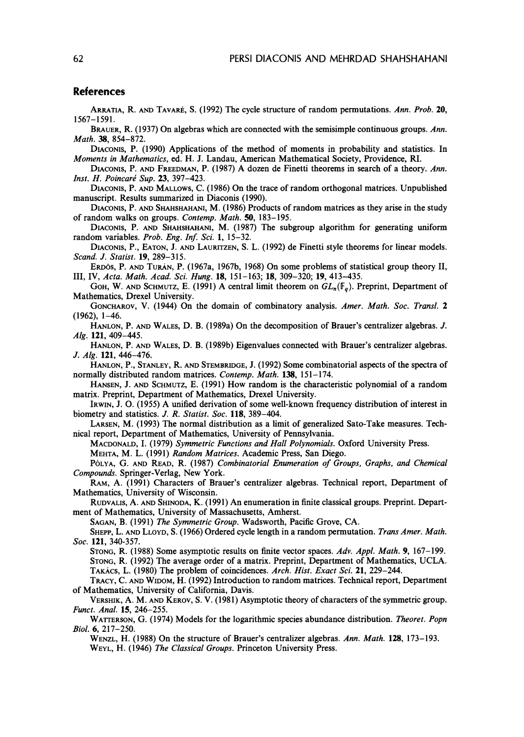## References

Arratia, R. and Tavaré, S. (1992) The cycle structure of random permutations. *Ann. Prob.* **20**, 1567–1591.

Brauer, R. (1937) On algebras which are connected with the semisimple continuous groups. *Ann. Math.* **38**, 854–872.

Diaconis, P. (1990) Applications of the method of moments in probability and statistics. In *Moments in Mathematics*, ed. H. J. Landau, American Mathematical Society, Providence, RI.

Diaconis, P. and Freedman, P. (1987) A dozen de Finetti theorems in search of a theory. *Ann. Inst. H. Poincaré Sup.* **23**, 397–423.

Diaconis, P. and Mallows, C. (1986) On the trace of random orthogonal matrices. Unpublished manuscript. Results summarized in Diaconis (1990).

Diaconis, P. and Shahshahani, M. (1986) Products of random matrices as they arise in the study of random walks on groups. *Contemp. Math.* **50**, 183–195.

Diaconis, P. and Shahshahani, M. (1987) The subgroup algorithm for generating uniform random variables. *Prob. Eng. Inf. Sci.* **1**, 15–32.

Diaconis, P., Eaton, J. and Lauritzen, S. L. (1992) de Finetti style theorems for linear models. *Scand. J. Statist.* **19**, 289–315.

Erdős, P. and Turán, P. (1967a, 1967b, 1968) On some problems of statistical group theory II, III, IV, *Acta. Math. Acad. Sci. Hung.* **18**, 151–163; **18**, 309–320; **19**, 413–435.

Goh, W. and Schmutz, E. (1991) A central limit theorem on $GL_n(\mathbb{F}_q)$. Preprint, Department of Mathematics, Drexel University.

Goncharov, V. (1944) On the domain of combinatory analysis. *Amer. Math. Soc. Transl.* **2** (1962), 1–46.

Hanlon, P. and Wales, D. B. (1989a) On the decomposition of Brauer's centralizer algebras. *J. Alg.* **121**, 409–445.

Hanlon, P. and Wales, D. B. (1989b) Eigenvalues connected with Brauer's centralizer algebras. *J. Alg.* **121**, 446–476.

Hanlon, P., Stanley, R. and Stembridge, J. (1992) Some combinatorial aspects of the spectra of normally distributed random matrices. *Contemp. Math.* **138**, 151–174.

Hansen, J. and Schmutz, E. (1991) How random is the characteristic polynomial of a random matrix. Preprint, Department of Mathematics, Drexel University.

Irwin, J. O. (1955) A unified derivation of some well-known frequency distribution of interest in biometry and statistics. *J. R. Statist. Soc.* **118**, 389–404.

Larsen, M. (1993) The normal distribution as a limit of generalized Sato-Take measures. Technical report, Department of Mathematics, University of Pennsylvania.

Macdonald, I. (1979) *Symmetric Functions and Hall Polynomials.* Oxford University Press.

Mehta, M. L. (1991) *Random Matrices.* Academic Press, San Diego.

Pólya, G. and Read, R. (1987) *Combinatorial Enumeration of Groups, Graphs, and Chemical Compounds.* Springer-Verlag, New York.

Ram, A. (1991) Characters of Brauer's centralizer algebras. Technical report, Department of Mathematics, University of Wisconsin.

Rudvalis, A. and Shinoda, K. (1991) An enumeration in finite classical groups. Preprint. Department of Mathematics, University of Massachusetts, Amherst.

Sagan, B. (1991) *The Symmetric Group.* Wadsworth, Pacific Grove, CA.

Shepp, L. and Lloyd, S. (1966) Ordered cycle length in a random permutation. *Trans Amer. Math. Soc.* **121**, 340-357.

Stong, R. (1988) Some asymptotic results on finite vector spaces. *Adv. Appl. Math.* **9**, 167–199.

Stong, R. (1992) The average order of a matrix. Preprint, Department of Mathematics, UCLA.

Takács, L. (1980) The problem of coincidences. *Arch. Hist. Exact Sci.* **21**, 229–244.

Tracy, C. and Widom, H. (1992) Introduction to random matrices. Technical report, Department of Mathematics, University of California, Davis.

Vershik, A. M. and Kerov, S. V. (1981) Asymptotic theory of characters of the symmetric group. *Funct. Anal.* **15**, 246–255.

Watterson, G. (1974) Models for the logarithmic species abundance distribution. *Theoret. Popn Biol.* **6**, 217–250.

Wenzl, H. (1988) On the structure of Brauer's centralizer algebras. *Ann. Math.* **128**, 173–193.

Weyl, H. (1946) *The Classical Groups.* Princeton University Press.